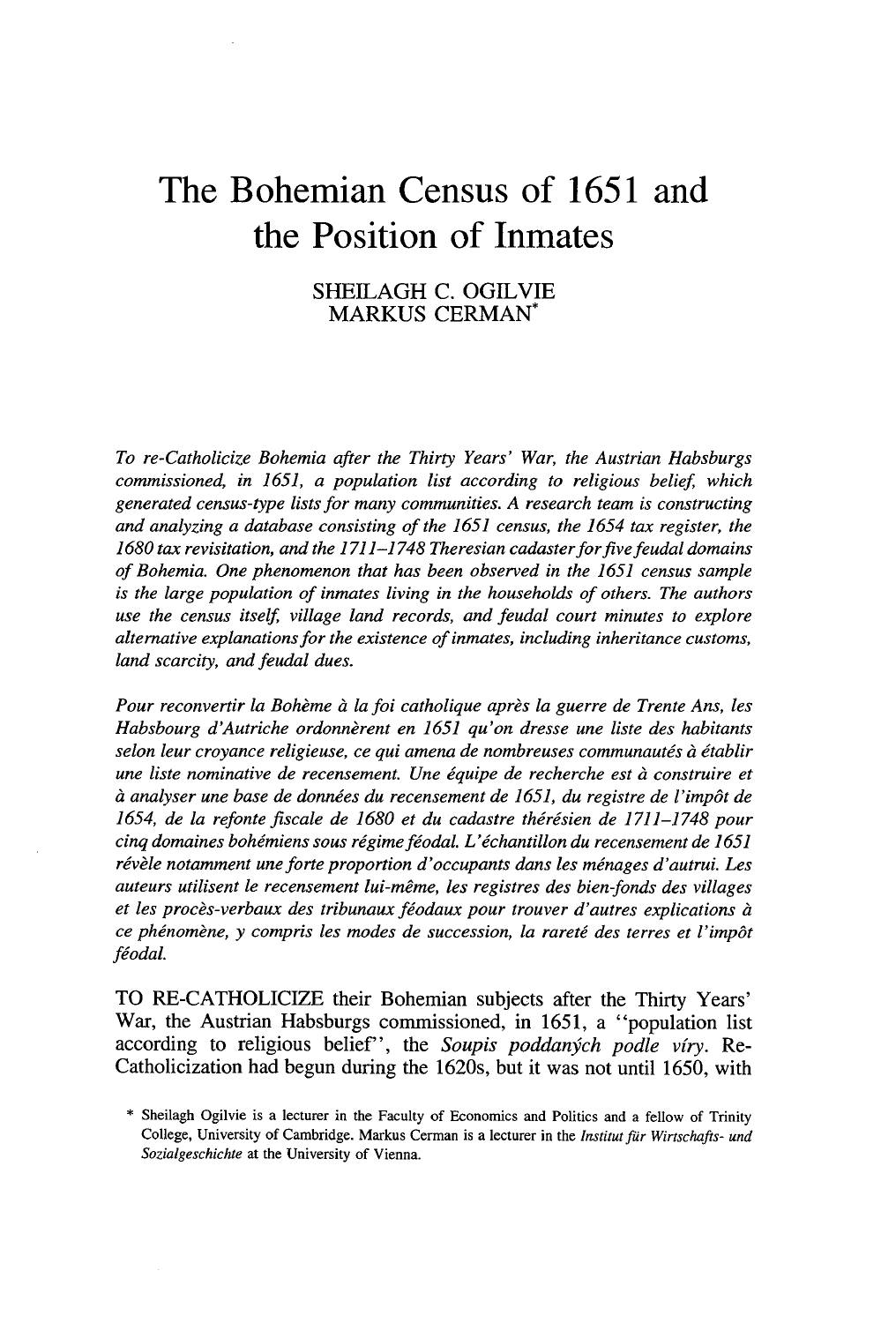# The Bohemian Census of 1651 and the Position of Inmates

SHEILAGH C. OGILVIE
MARKUS CERMAN*

*To re-Catholicize Bohemia after the Thirty Years' War, the Austrian Habsburgs commissioned, in 1651, a population list according to religious belief, which generated census-type lists for many communities. A research team is constructing and analyzing a database consisting of the 1651 census, the 1654 tax register, the 1680 tax revisitation, and the 1711–1748 Theresian cadaster for five feudal domains of Bohemia. One phenomenon that has been observed in the 1651 census sample is the large population of inmates living in the households of others. The authors use the census itself, village land records, and feudal court minutes to explore alternative explanations for the existence of inmates, including inheritance customs, land scarcity, and feudal dues.*

*Pour reconvertir la Bohème à la foi catholique après la guerre de Trente Ans, les Habsbourg d'Autriche ordonnèrent en 1651 qu'on dresse une liste des habitants selon leur croyance religieuse, ce qui amena de nombreuses communautés à établir une liste nominative de recensement. Une équipe de recherche est à construire et à analyser une base de données du recensement de 1651, du registre de l'impôt de 1654, de la refonte fiscale de 1680 et du cadastre thérésien de 1711–1748 pour cinq domaines bohémiens sous régime féodal. L'échantillon du recensement de 1651 révèle notamment une forte proportion d'occupants dans les ménages d'autrui. Les auteurs utilisent le recensement lui-même, les registres des bien-fonds des villages et les procès-verbaux des tribunaux féodaux pour trouver d'autres explications à ce phénomène, y compris les modes de succession, la rareté des terres et l'impôt féodal.*

TO RE-CATHOLICIZE their Bohemian subjects after the Thirty Years' War, the Austrian Habsburgs commissioned, in 1651, a "population list according to religious belief", the *Soupis poddaných podle víry*. Re-Catholicization had begun during the 1620s, but it was not until 1650, with

\* Sheilagh Ogilvie is a lecturer in the Faculty of Economics and Politics and a fellow of Trinity College, University of Cambridge. Markus Cerman is a lecturer in the *Institut für Wirtschafts- und Sozialgeschichte* at the University of Vienna.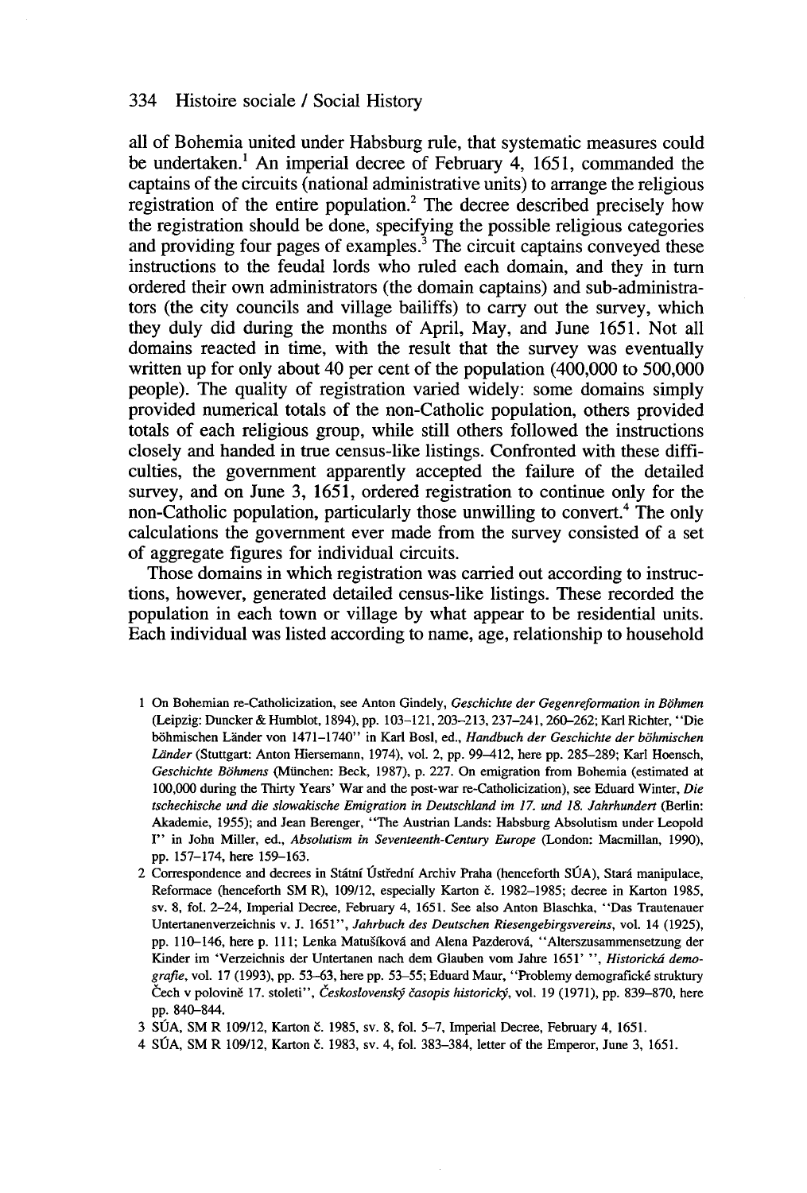all of Bohemia united under Habsburg rule, that systematic measures could be undertaken.[1] An imperial decree of February 4, 1651, commanded the captains of the circuits (national administrative units) to arrange the religious registration of the entire population.[2] The decree described precisely how the registration should be done, specifying the possible religious categories and providing four pages of examples.[3] The circuit captains conveyed these instructions to the feudal lords who ruled each domain, and they in turn ordered their own administrators (the domain captains) and sub-administrators (the city councils and village bailiffs) to carry out the survey, which they duly did during the months of April, May, and June 1651. Not all domains reacted in time, with the result that the survey was eventually written up for only about 40 per cent of the population (400,000 to 500,000 people). The quality of registration varied widely: some domains simply provided numerical totals of the non-Catholic population, others provided totals of each religious group, while still others followed the instructions closely and handed in true census-like listings. Confronted with these difficulties, the government apparently accepted the failure of the detailed survey, and on June 3, 1651, ordered registration to continue only for the non-Catholic population, particularly those unwilling to convert.[4] The only calculations the government ever made from the survey consisted of a set of aggregate figures for individual circuits.

Those domains in which registration was carried out according to instructions, however, generated detailed census-like listings. These recorded the population in each town or village by what appear to be residential units. Each individual was listed according to name, age, relationship to household

1 On Bohemian re-Catholicization, see Anton Gindely, *Geschichte der Gegenreformation in Böhmen* (Leipzig: Duncker & Humblot, 1894), pp. 103–121, 203–213, 237–241, 260–262; Karl Richter, "Die böhmischen Länder von 1471–1740" in Karl Bosl, ed., *Handbuch der Geschichte der böhmischen Länder* (Stuttgart: Anton Hiersemann, 1974), vol. 2, pp. 99–412, here pp. 285–289; Karl Hoensch, *Geschichte Böhmens* (München: Beck, 1987), p. 227. On emigration from Bohemia (estimated at 100,000 during the Thirty Years' War and the post-war re-Catholicization), see Eduard Winter, *Die tschechische und die slowakische Emigration in Deutschland im 17. und 18. Jahrhundert* (Berlin: Akademie, 1955); and Jean Berenger, "The Austrian Lands: Habsburg Absolutism under Leopold I" in John Miller, ed., *Absolutism in Seventeenth-Century Europe* (London: Macmillan, 1990), pp. 157–174, here 159–163.

2 Correspondence and decrees in Státní Ústřední Archiv Praha (henceforth SÚA), Stará manipulace, Reformace (henceforth SM R), 109/12, especially Karton č. 1982–1985; decree in Karton 1985, sv. 8, fol. 2–24, Imperial Decree, February 4, 1651. See also Anton Blaschka, "Das Trautenauer Untertanenverzeichnis v. J. 1651", *Jahrbuch des Deutschen Riesengebirgsvereins*, vol. 14 (1925), pp. 110–146, here p. 111; Lenka Matušíková and Alena Pazderová, "Alterszusammensetzung der Kinder im 'Verzeichnis der Untertanen nach dem Glauben vom Jahre 1651' ", *Historická demografie*, vol. 17 (1993), pp. 53–63, here pp. 53–55; Eduard Maur, "Problemy demografické struktury Čech v polovině 17. století", *Československý časopis historický*, vol. 19 (1971), pp. 839–870, here pp. 840–844.

3 SÚA, SM R 109/12, Karton č. 1985, sv. 8, fol. 5–7, Imperial Decree, February 4, 1651.

4 SÚA, SM R 109/12, Karton č. 1983, sv. 4, fol. 383–384, letter of the Emperor, June 3, 1651.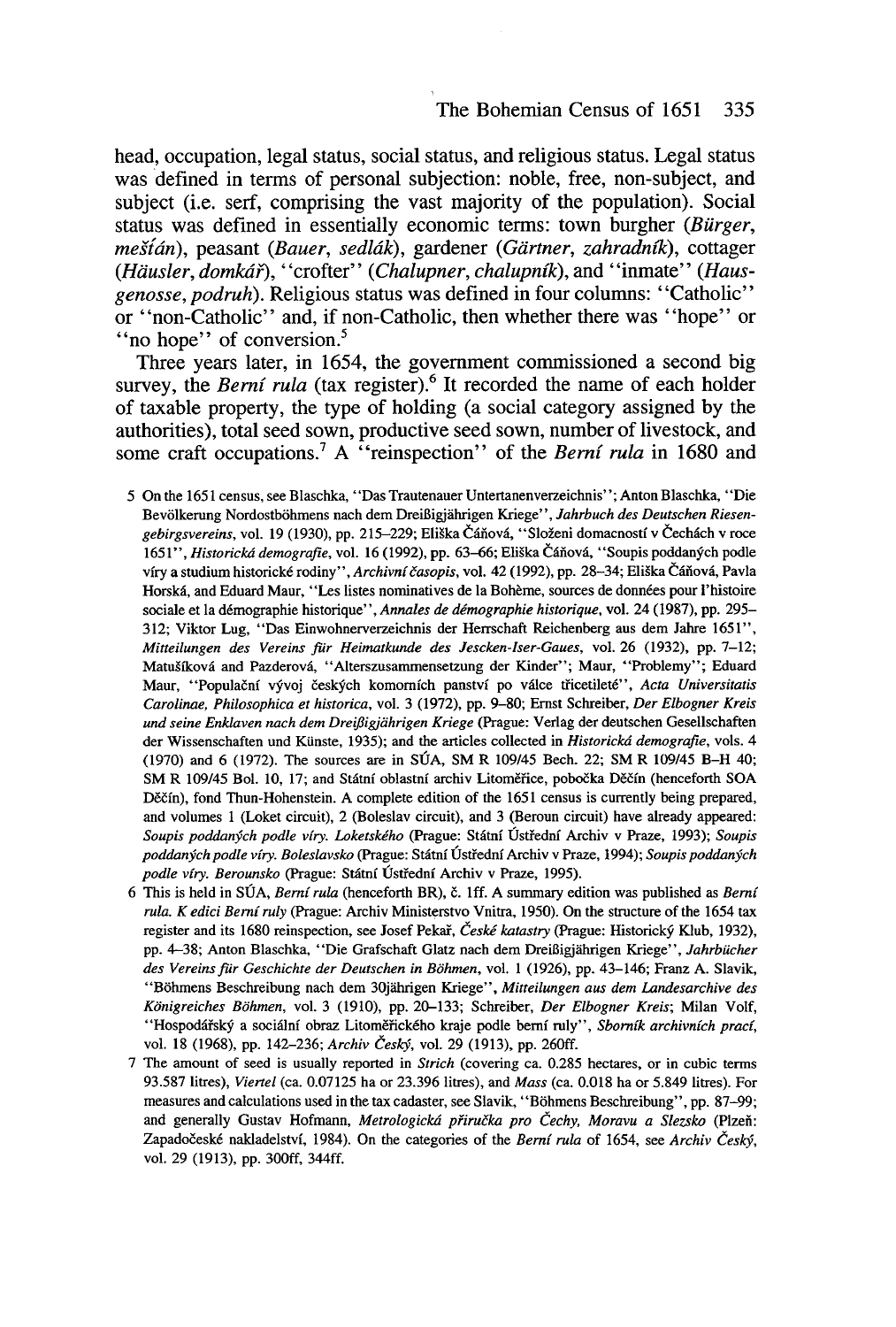head, occupation, legal status, social status, and religious status. Legal status was defined in terms of personal subjection: noble, free, non-subject, and subject (i.e. serf, comprising the vast majority of the population). Social status was defined in essentially economic terms: town burgher (*Bürger*, *měšťan*), peasant (*Bauer*, *sedlák*), gardener (*Gärtner*, *zahradník*), cottager (*Häusler*, *domkář*), "crofter" (*Chalupner*, *chalupník*), and "inmate" (*Hausgenosse*, *podruh*). Religious status was defined in four columns: "Catholic" or "non-Catholic" and, if non-Catholic, then whether there was "hope" or "no hope" of conversion.[5]

Three years later, in 1654, the government commissioned a second big survey, the *Berní rula* (tax register).[6] It recorded the name of each holder of taxable property, the type of holding (a social category assigned by the authorities), total seed sown, productive seed sown, number of livestock, and some craft occupations.[7] A "reinspection" of the *Berní rula* in 1680 and

5 On the 1651 census, see Blaschka, "Das Trautenauer Untertanenverzeichnis"; Anton Blaschka, "Die Bevölkerung Nordostböhmens nach dem Dreißigjährigen Kriege", *Jahrbuch des Deutschen Riesengebirgsvereins*, vol. 19 (1930), pp. 215–229; Eliška Čáňová, "Složeni domacností v Čechách v roce 1651", *Historická demografie*, vol. 16 (1992), pp. 63–66; Eliška Čáňová, "Soupis poddaných podle víry a studium historické rodiny", *Archivní časopis*, vol. 42 (1992), pp. 28–34; Eliška Čáňová, Pavla Horská, and Eduard Maur, "Les listes nominatives de la Bohème, sources de données pour l'histoire sociale et la démographie historique", *Annales de démographie historique*, vol. 24 (1987), pp. 295–312; Viktor Lug, "Das Einwohnerverzeichnis der Herrschaft Reichenberg aus dem Jahre 1651", *Mitteilungen des Vereins für Heimatkunde des Jescken-Iser-Gaues*, vol. 26 (1932), pp. 7–12; Matušíková and Pazderová, "Alterszusammensetzung der Kinder"; Maur, "Problemy"; Eduard Maur, "Populační vývoj českých komorních panství po válce třicetileté", *Acta Universitatis Carolinae, Philosophica et historica*, vol. 3 (1972), pp. 9–80; Ernst Schreiber, *Der Elbogner Kreis und seine Enklaven nach dem Dreißigjährigen Kriege* (Prague: Verlag der deutschen Gesellschaften der Wissenschaften und Künste, 1935); and the articles collected in *Historická demografie*, vols. 4 (1970) and 6 (1972). The sources are in SÚA, SM R 109/45 Bech. 22; SM R 109/45 B–H 40; SM R 109/45 Bol. 10, 17; and Státní oblastní archiv Litoměřice, pobočka Děčín (henceforth SOA Děčín), fond Thun-Hohenstein. A complete edition of the 1651 census is currently being prepared, and volumes 1 (Loket circuit), 2 (Boleslav circuit), and 3 (Beroun circuit) have already appeared: *Soupis poddaných podle víry. Loketského* (Prague: Státní Ústřední Archiv v Praze, 1993); *Soupis poddaných podle víry. Boleslavsko* (Prague: Státní Ústřední Archiv v Praze, 1994); *Soupis poddaných podle víry. Berounsko* (Prague: Státní Ústřední Archiv v Praze, 1995).

6 This is held in SÚA, *Berní rula* (henceforth BR), č. 1ff. A summary edition was published as *Berní rula. K edici Berní ruly* (Prague: Archiv Ministerstvo Vnitra, 1950). On the structure of the 1654 tax register and its 1680 reinspection, see Josef Pekař, *České katastry* (Prague: Historický Klub, 1932), pp. 4–38; Anton Blaschka, "Die Grafschaft Glatz nach dem Dreißigjährigen Kriege", *Jahrbücher des Vereins für Geschichte der Deutschen in Böhmen*, vol. 1 (1926), pp. 43–146; Franz A. Slavik, "Böhmens Beschreibung nach dem 30jährigen Kriege", *Mitteilungen aus dem Landesarchive des Königreiches Böhmen*, vol. 3 (1910), pp. 20–133; Schreiber, *Der Elbogner Kreis*; Milan Volf, "Hospodářský a sociální obraz Litoměřického kraje podle berní ruly", *Sborník archivních prací*, vol. 18 (1968), pp. 142–236; *Archiv Český*, vol. 29 (1913), pp. 260ff.

7 The amount of seed is usually reported in *Strich* (covering ca. 0.285 hectares, or in cubic terms 93.587 litres), *Viertel* (ca. 0.07125 ha or 23.396 litres), and *Mass* (ca. 0.018 ha or 5.849 litres). For measures and calculations used in the tax cadaster, see Slavik, "Böhmens Beschreibung", pp. 87–99; and generally Gustav Hofmann, *Metrologická příručka pro Čechy, Moravu a Slezsko* (Plzeň: Západočeské nakladelství, 1984). On the categories of the *Berní rula* of 1654, see *Archiv Český*, vol. 29 (1913), pp. 300ff, 344ff.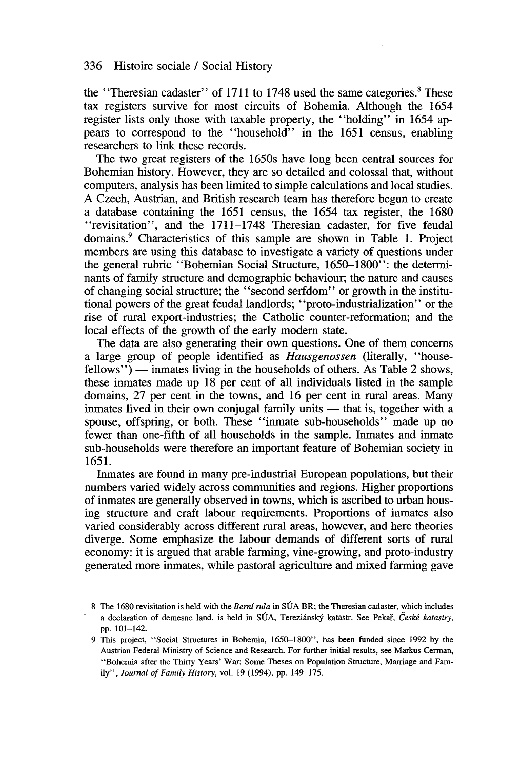the "Theresian cadaster" of 1711 to 1748 used the same categories.[8] These tax registers survive for most circuits of Bohemia. Although the 1654 register lists only those with taxable property, the "holding" in 1654 appears to correspond to the "household" in the 1651 census, enabling researchers to link these records.

The two great registers of the 1650s have long been central sources for Bohemian history. However, they are so detailed and colossal that, without computers, analysis has been limited to simple calculations and local studies. A Czech, Austrian, and British research team has therefore begun to create a database containing the 1651 census, the 1654 tax register, the 1680 "revisitation", and the 1711–1748 Theresian cadaster, for five feudal domains.[9] Characteristics of this sample are shown in Table 1. Project members are using this database to investigate a variety of questions under the general rubric "Bohemian Social Structure, 1650–1800": the determinants of family structure and demographic behaviour; the nature and causes of changing social structure; the "second serfdom" or growth in the institutional powers of the great feudal landlords; "proto-industrialization" or the rise of rural export-industries; the Catholic counter-reformation; and the local effects of the growth of the early modern state.

The data are also generating their own questions. One of them concerns a large group of people identified as *Hausgenossen* (literally, "house-fellows") — inmates living in the households of others. As Table 2 shows, these inmates made up 18 per cent of all individuals listed in the sample domains, 27 per cent in the towns, and 16 per cent in rural areas. Many inmates lived in their own conjugal family units — that is, together with a spouse, offspring, or both. These "inmate sub-households" made up no fewer than one-fifth of all households in the sample. Inmates and inmate sub-households were therefore an important feature of Bohemian society in 1651.

Inmates are found in many pre-industrial European populations, but their numbers varied widely across communities and regions. Higher proportions of inmates are generally observed in towns, which is ascribed to urban housing structure and craft labour requirements. Proportions of inmates also varied considerably across different rural areas, however, and here theories diverge. Some emphasize the labour demands of different sorts of rural economy: it is argued that arable farming, vine-growing, and proto-industry generated more inmates, while pastoral agriculture and mixed farming gave

8 The 1680 revisitation is held with the *Berní rula* in SÚA BR; the Theresian cadaster, which includes a declaration of demesne land, is held in SÚA, Tereziánský katastr. See Pekař, *České katastry*, pp. 101–142.

9 This project, "Social Structures in Bohemia, 1650–1800", has been funded since 1992 by the Austrian Federal Ministry of Science and Research. For further initial results, see Markus Cerman, "Bohemia after the Thirty Years' War: Some Theses on Population Structure, Marriage and Family", *Journal of Family History*, vol. 19 (1994), pp. 149–175.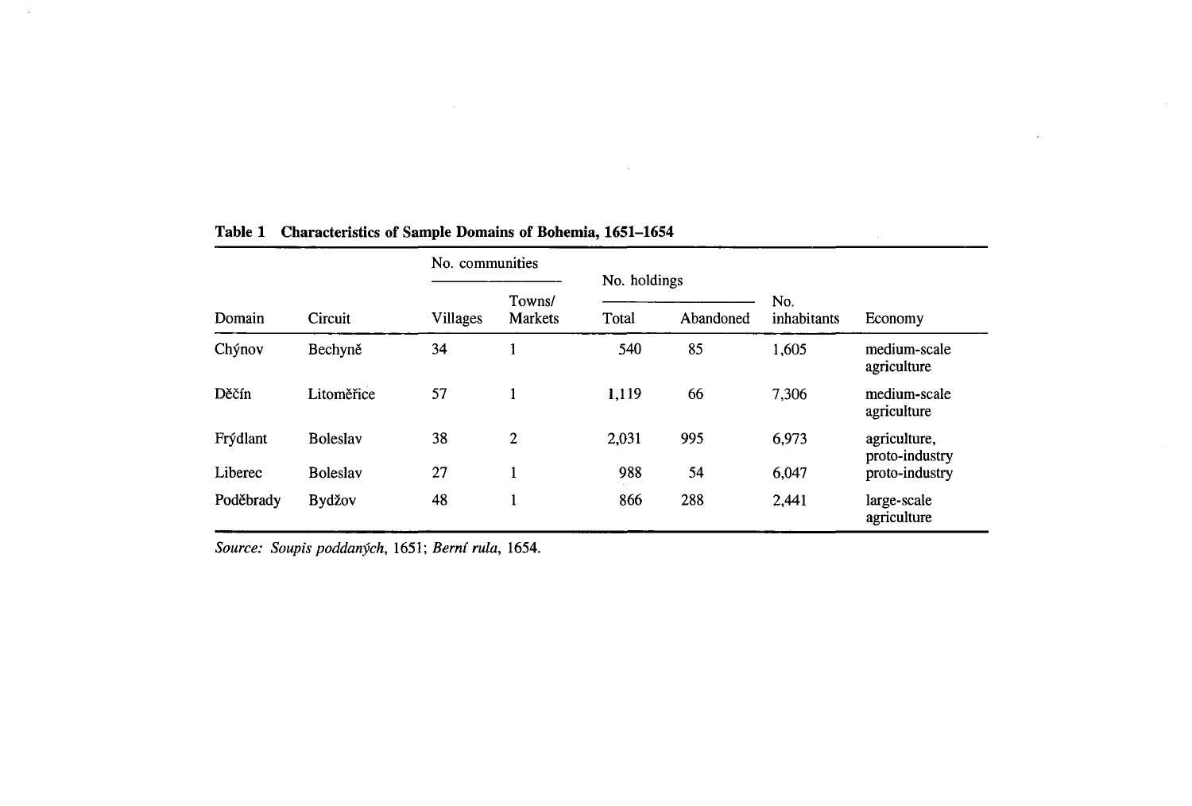**Table 1 Characteristics of Sample Domains of Bohemia, 1651–1654**

| | | No. communities | | No. holdings | | | |
|---|---|---|---|---|---|---|---|
| Domain | Circuit | Villages | Towns/ Markets | Total | Abandoned | No. inhabitants | Economy |
| Chýnov | Bechyně | 34 | 1 | 540 | 85 | 1,605 | medium-scale agriculture |
| Děčín | Litoměřice | 57 | 1 | 1,119 | 66 | 7,306 | medium-scale agriculture |
| Frýdlant | Boleslav | 38 | 2 | 2,031 | 995 | 6,973 | agriculture, proto-industry |
| Liberec | Boleslav | 27 | 1 | 988 | 54 | 6,047 | proto-industry |
| Poděbrady | Bydžov | 48 | 1 | 866 | 288 | 2,441 | large-scale agriculture |

*Source: Soupis poddaných*, 1651; *Berní rula*, 1654.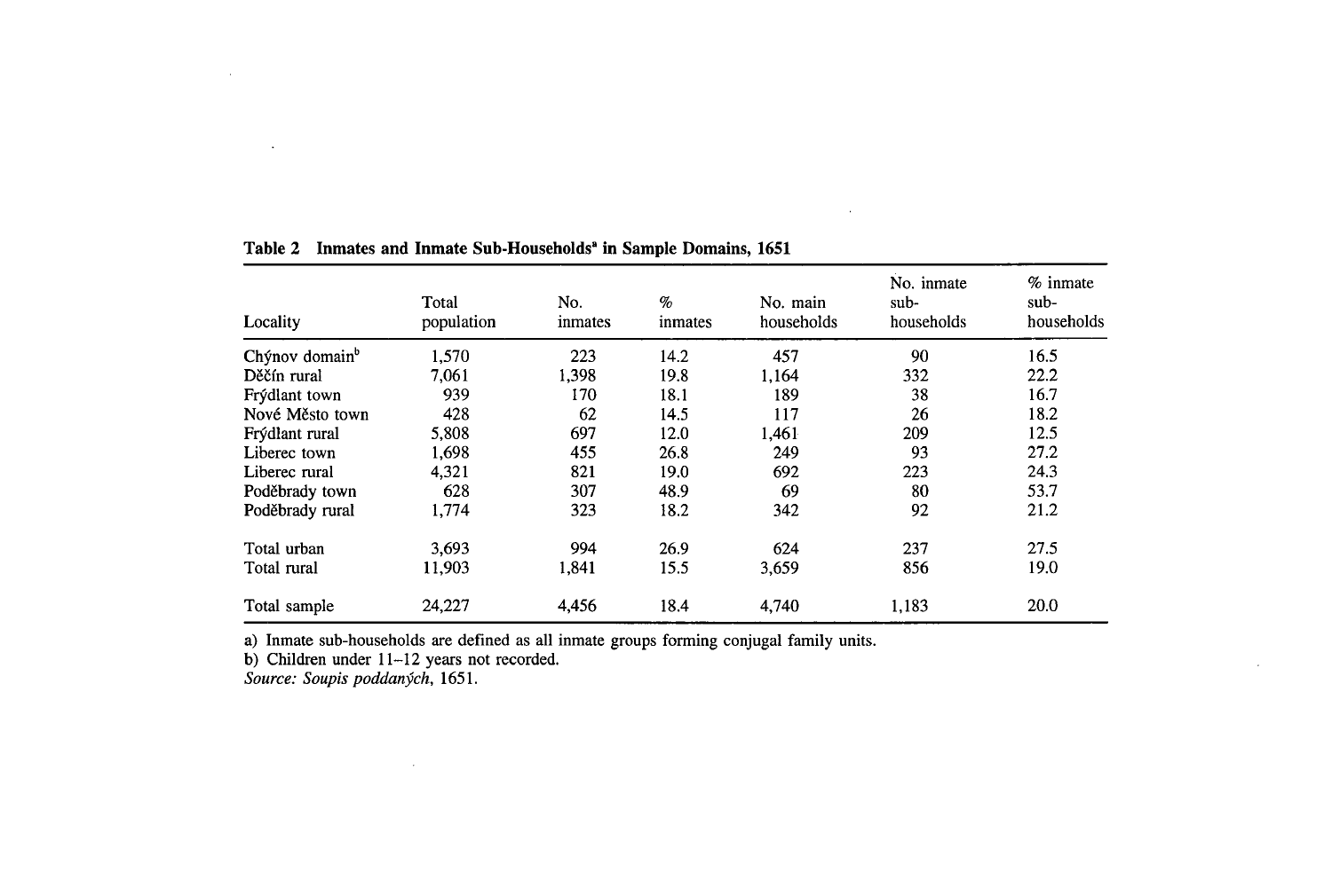**Table 2 Inmates and Inmate Sub-Households[a] in Sample Domains, 1651**

| Locality | Total population | No. inmates | % inmates | No. main households | No. inmate sub-households | % inmate sub-households |
|---|---|---|---|---|---|---|
| Chýnov domain[b] | 1,570 | 223 | 14.2 | 457 | 90 | 16.5 |
| Děčín rural | 7,061 | 1,398 | 19.8 | 1,164 | 332 | 22.2 |
| Frýdlant town | 939 | 170 | 18.1 | 189 | 38 | 16.7 |
| Nové Město town | 428 | 62 | 14.5 | 117 | 26 | 18.2 |
| Frýdlant rural | 5,808 | 697 | 12.0 | 1,461 | 209 | 12.5 |
| Liberec town | 1,698 | 455 | 26.8 | 249 | 93 | 27.2 |
| Liberec rural | 4,321 | 821 | 19.0 | 692 | 223 | 24.3 |
| Poděbrady town | 628 | 307 | 48.9 | 69 | 80 | 53.7 |
| Poděbrady rural | 1,774 | 323 | 18.2 | 342 | 92 | 21.2 |
| Total urban | 3,693 | 994 | 26.9 | 624 | 237 | 27.5 |
| Total rural | 11,903 | 1,841 | 15.5 | 3,659 | 856 | 19.0 |
| Total sample | 24,227 | 4,456 | 18.4 | 4,740 | 1,183 | 20.0 |

a) Inmate sub-households are defined as all inmate groups forming conjugal family units.
b) Children under 11–12 years not recorded.
*Source: Soupis poddaných*, 1651.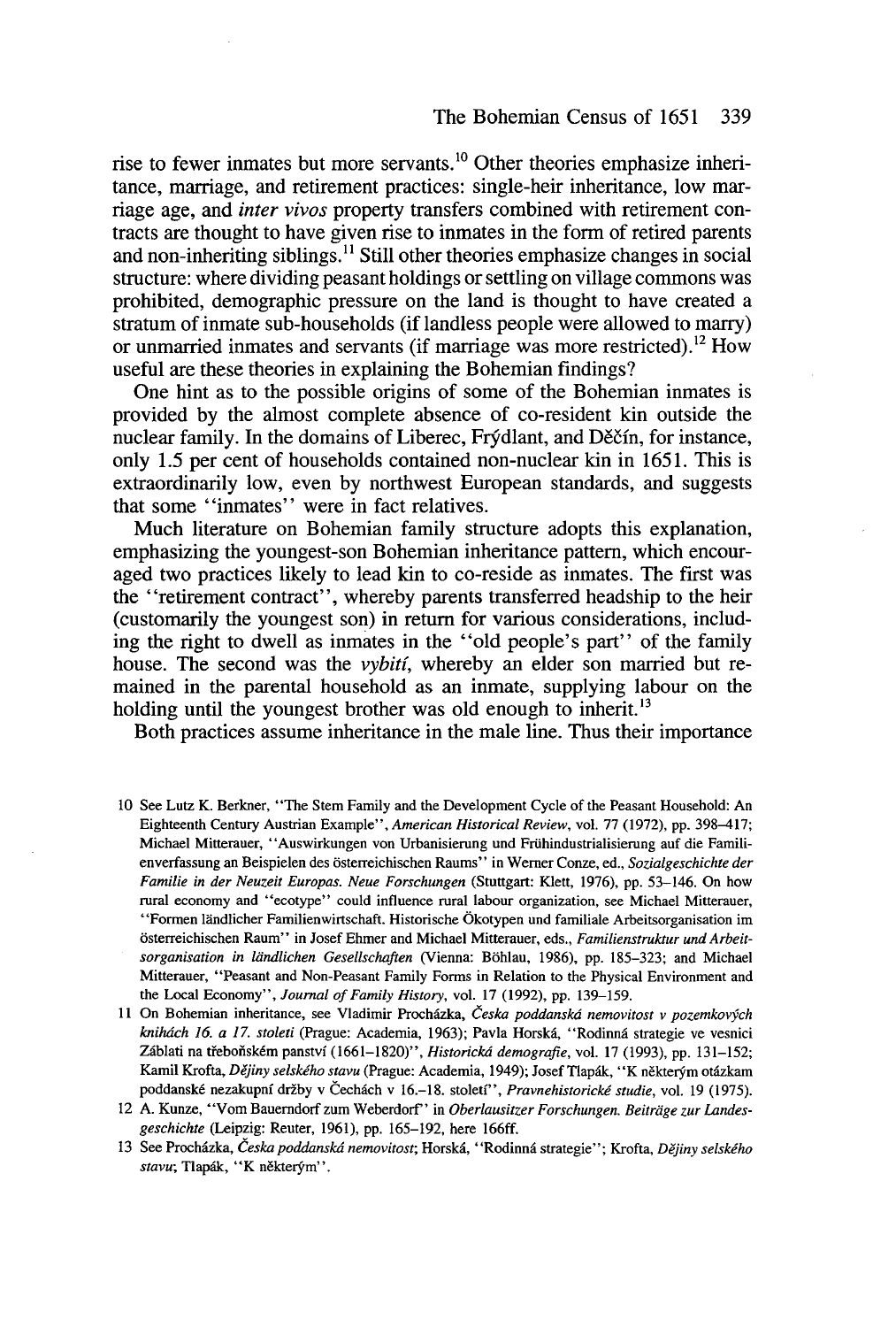rise to fewer inmates but more servants.[10] Other theories emphasize inheritance, marriage, and retirement practices: single-heir inheritance, low marriage age, and *inter vivos* property transfers combined with retirement contracts are thought to have given rise to inmates in the form of retired parents and non-inheriting siblings.[11] Still other theories emphasize changes in social structure: where dividing peasant holdings or settling on village commons was prohibited, demographic pressure on the land is thought to have created a stratum of inmate sub-households (if landless people were allowed to marry) or unmarried inmates and servants (if marriage was more restricted).[12] How useful are these theories in explaining the Bohemian findings?

One hint as to the possible origins of some of the Bohemian inmates is provided by the almost complete absence of co-resident kin outside the nuclear family. In the domains of Liberec, Frýdlant, and Děčín, for instance, only 1.5 per cent of households contained non-nuclear kin in 1651. This is extraordinarily low, even by northwest European standards, and suggests that some "inmates" were in fact relatives.

Much literature on Bohemian family structure adopts this explanation, emphasizing the youngest-son Bohemian inheritance pattern, which encouraged two practices likely to lead kin to co-reside as inmates. The first was the "retirement contract", whereby parents transferred headship to the heir (customarily the youngest son) in return for various considerations, including the right to dwell as inmates in the "old people's part" of the family house. The second was the *vybití*, whereby an elder son married but remained in the parental household as an inmate, supplying labour on the holding until the youngest brother was old enough to inherit.[13]

Both practices assume inheritance in the male line. Thus their importance

10 See Lutz K. Berkner, "The Stem Family and the Development Cycle of the Peasant Household: An Eighteenth Century Austrian Example", *American Historical Review*, vol. 77 (1972), pp. 398–417; Michael Mitterauer, "Auswirkungen von Urbanisierung und Frühindustrialisierung auf die Familienverfassung an Beispielen des österreichischen Raums" in Werner Conze, ed., *Sozialgeschichte der Familie in der Neuzeit Europas. Neue Forschungen* (Stuttgart: Klett, 1976), pp. 53–146. On how rural economy and "ecotype" could influence rural labour organization, see Michael Mitterauer, "Formen ländlicher Familienwirtschaft. Historische Ökotypen und familiale Arbeitsorganisation im österreichischen Raum" in Josef Ehmer and Michael Mitterauer, eds., *Familienstruktur und Arbeitsorganisation in ländlichen Gesellschaften* (Vienna: Böhlau, 1986), pp. 185–323; and Michael Mitterauer, "Peasant and Non-Peasant Family Forms in Relation to the Physical Environment and the Local Economy", *Journal of Family History*, vol. 17 (1992), pp. 139–159.

11 On Bohemian inheritance, see Vladimír Procházka, *Česka poddanská nemovitost v pozemkových knihách 16. a 17. století* (Prague: Academia, 1963); Pavla Horská, "Rodinná strategie ve vesnici Záblatí na třeboňském panství (1661–1820)", *Historická demografie*, vol. 17 (1993), pp. 131–152; Kamil Krofta, *Dějiny selského stavu* (Prague: Academia, 1949); Josef Tlapák, "K některým otázkam poddanské nezakupní držby v Čechách v 16.–18. století", *Pravnehistorické studie*, vol. 19 (1975).

12 A. Kunze, "Vom Bauerndorf zum Weberdorf" in *Oberlausitzer Forschungen. Beiträge zur Landesgeschichte* (Leipzig: Reuter, 1961), pp. 165–192, here 166ff.

13 See Procházka, *Česka poddanská nemovitost*; Horská, "Rodinná strategie"; Krofta, *Dějiny selského stavu*; Tlapák, "K některým".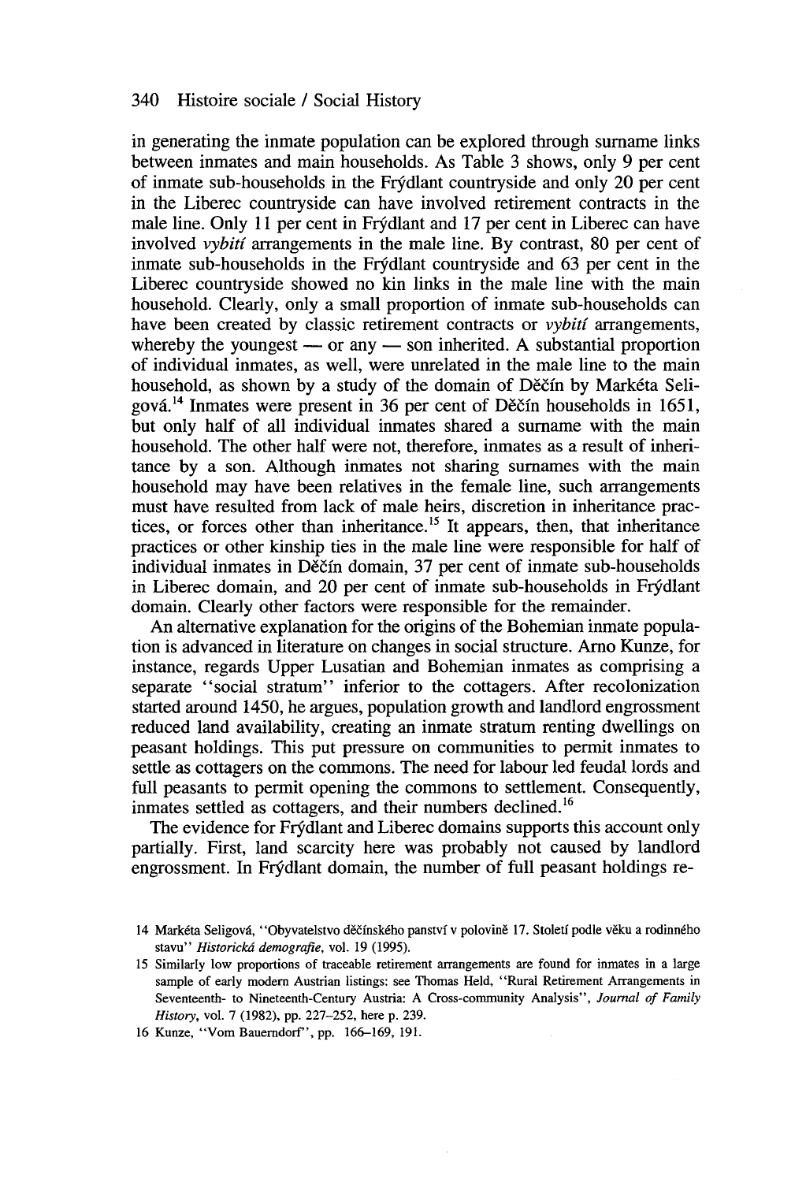in generating the inmate population can be explored through surname links between inmates and main households. As Table 3 shows, only 9 per cent of inmate sub-households in the Frýdlant countryside and only 20 per cent in the Liberec countryside can have involved retirement contracts in the male line. Only 11 per cent in Frýdlant and 17 per cent in Liberec can have involved *vybití* arrangements in the male line. By contrast, 80 per cent of inmate sub-households in the Frýdlant countryside and 63 per cent in the Liberec countryside showed no kin links in the male line with the main household. Clearly, only a small proportion of inmate sub-households can have been created by classic retirement contracts or *vybití* arrangements, whereby the youngest — or any — son inherited. A substantial proportion of individual inmates, as well, were unrelated in the male line to the main household, as shown by a study of the domain of Děčín by Markéta Seligová.[14] Inmates were present in 36 per cent of Děčín households in 1651, but only half of all individual inmates shared a surname with the main household. The other half were not, therefore, inmates as a result of inheritance by a son. Although inmates not sharing surnames with the main household may have been relatives in the female line, such arrangements must have resulted from lack of male heirs, discretion in inheritance practices, or forces other than inheritance.[15] It appears, then, that inheritance practices or other kinship ties in the male line were responsible for half of individual inmates in Děčín domain, 37 per cent of inmate sub-households in Liberec domain, and 20 per cent of inmate sub-households in Frýdlant domain. Clearly other factors were responsible for the remainder.

An alternative explanation for the origins of the Bohemian inmate population is advanced in literature on changes in social structure. Arno Kunze, for instance, regards Upper Lusatian and Bohemian inmates as comprising a separate "social stratum" inferior to the cottagers. After recolonization started around 1450, he argues, population growth and landlord engrossment reduced land availability, creating an inmate stratum renting dwellings on peasant holdings. This put pressure on communities to permit inmates to settle as cottagers on the commons. The need for labour led feudal lords and full peasants to permit opening the commons to settlement. Consequently, inmates settled as cottagers, and their numbers declined.[16]

The evidence for Frýdlant and Liberec domains supports this account only partially. First, land scarcity here was probably not caused by landlord engrossment. In Frýdlant domain, the number of full peasant holdings re-

14 Markéta Seligová, "Obyvatelstvo děčínského panství v polovině 17. Století podle věku a rodinného stavu" *Historická demografie*, vol. 19 (1995).

15 Similarly low proportions of traceable retirement arrangements are found for inmates in a large sample of early modern Austrian listings: see Thomas Held, "Rural Retirement Arrangements in Seventeenth- to Nineteenth-Century Austria: A Cross-community Analysis", *Journal of Family History*, vol. 7 (1982), pp. 227–252, here p. 239.

16 Kunze, "Vom Bauerndorf", pp. 166–169, 191.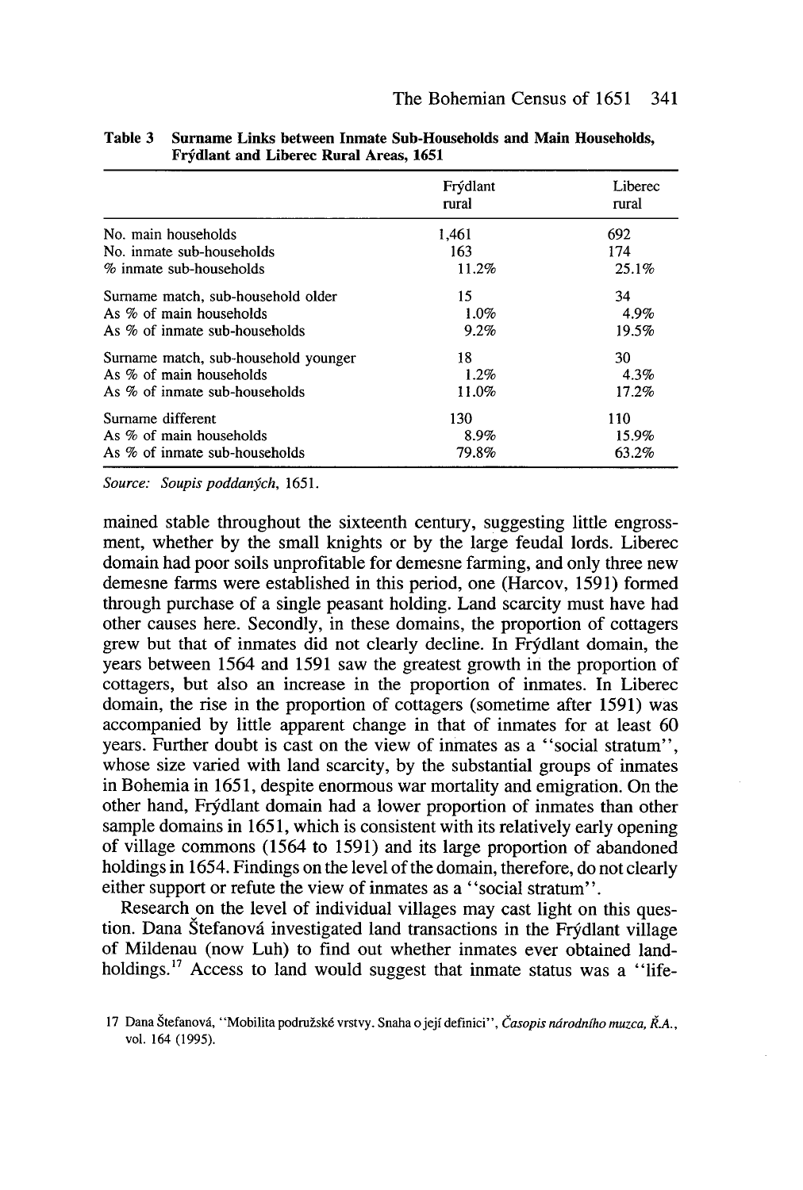**Table 3 Surname Links between Inmate Sub-Households and Main Households, Frýdlant and Liberec Rural Areas, 1651**

| | Frýdlant rural | Liberec rural |
|---|---|---|
| No. main households | 1,461 | 692 |
| No. inmate sub-households | 163 | 174 |
| % inmate sub-households | 11.2% | 25.1% |
| Surname match, sub-household older | 15 | 34 |
| As % of main households | 1.0% | 4.9% |
| As % of inmate sub-households | 9.2% | 19.5% |
| Surname match, sub-household younger | 18 | 30 |
| As % of main households | 1.2% | 4.3% |
| As % of inmate sub-households | 11.0% | 17.2% |
| Surname different | 130 | 110 |
| As % of main households | 8.9% | 15.9% |
| As % of inmate sub-households | 79.8% | 63.2% |

*Source: Soupis poddaných*, 1651.

mained stable throughout the sixteenth century, suggesting little engrossment, whether by the small knights or by the large feudal lords. Liberec domain had poor soils unprofitable for demesne farming, and only three new demesne farms were established in this period, one (Harcov, 1591) formed through purchase of a single peasant holding. Land scarcity must have had other causes here. Secondly, in these domains, the proportion of cottagers grew but that of inmates did not clearly decline. In Frýdlant domain, the years between 1564 and 1591 saw the greatest growth in the proportion of cottagers, but also an increase in the proportion of inmates. In Liberec domain, the rise in the proportion of cottagers (sometime after 1591) was accompanied by little apparent change in that of inmates for at least 60 years. Further doubt is cast on the view of inmates as a "social stratum", whose size varied with land scarcity, by the substantial groups of inmates in Bohemia in 1651, despite enormous war mortality and emigration. On the other hand, Frýdlant domain had a lower proportion of inmates than other sample domains in 1651, which is consistent with its relatively early opening of village commons (1564 to 1591) and its large proportion of abandoned holdings in 1654. Findings on the level of the domain, therefore, do not clearly either support or refute the view of inmates as a "social stratum".

Research on the level of individual villages may cast light on this question. Dana Štefanová investigated land transactions in the Frýdlant village of Mildenau (now Luh) to find out whether inmates ever obtained landholdings.[17] Access to land would suggest that inmate status was a "life-

17 Dana Štefanová, "Mobilita podružské vrstvy. Snaha o její definici", *Časopis národního muzea, Ř.A.*, vol. 164 (1995).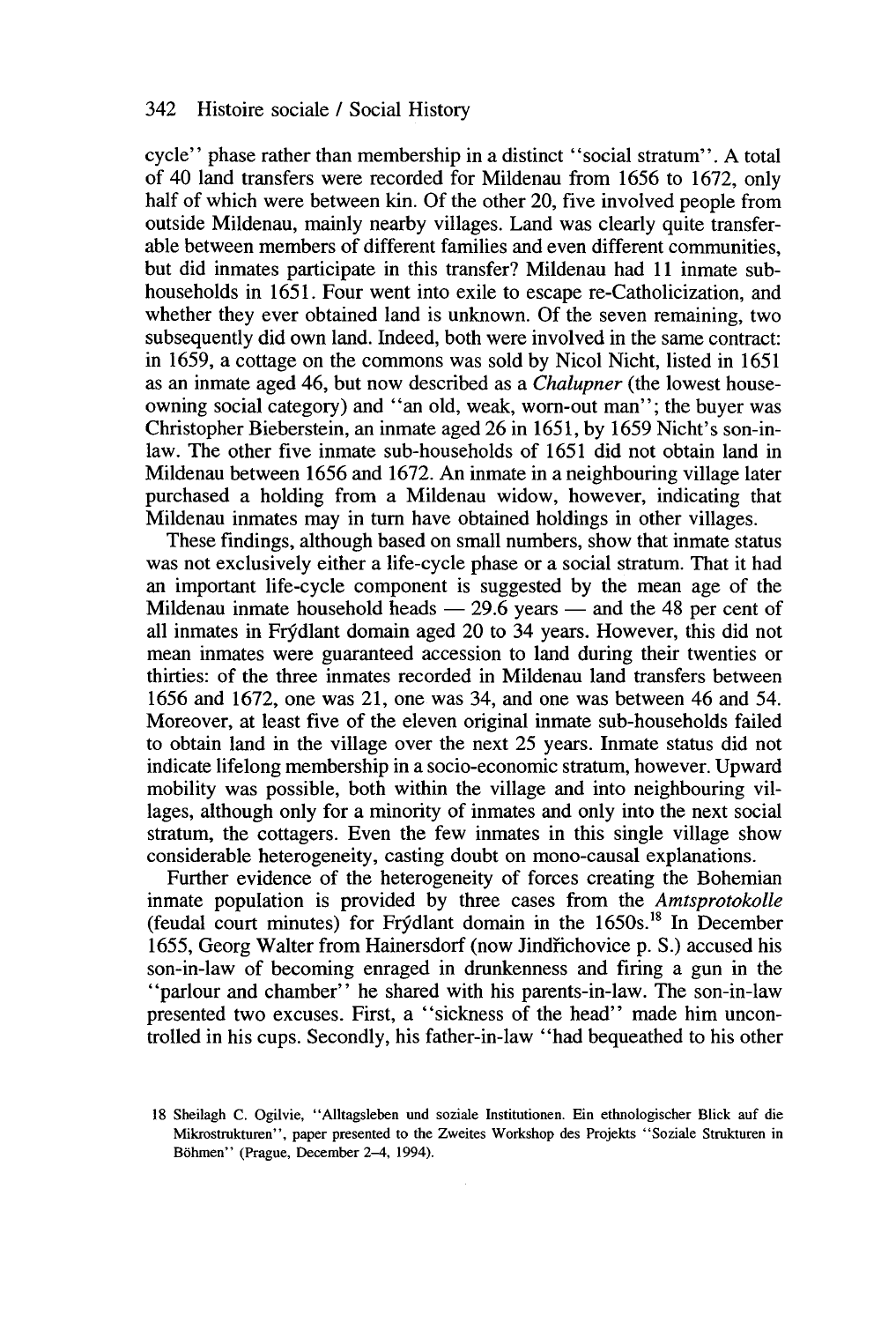cycle'' phase rather than membership in a distinct ''social stratum''. A total of 40 land transfers were recorded for Mildenau from 1656 to 1672, only half of which were between kin. Of the other 20, five involved people from outside Mildenau, mainly nearby villages. Land was clearly quite transferable between members of different families and even different communities, but did inmates participate in this transfer? Mildenau had 11 inmate sub-households in 1651. Four went into exile to escape re-Catholicization, and whether they ever obtained land is unknown. Of the seven remaining, two subsequently did own land. Indeed, both were involved in the same contract: in 1659, a cottage on the commons was sold by Nicol Nicht, listed in 1651 as an inmate aged 46, but now described as a *Chalupner* (the lowest house-owning social category) and ''an old, weak, worn-out man''; the buyer was Christopher Bieberstein, an inmate aged 26 in 1651, by 1659 Nicht's son-in-law. The other five inmate sub-households of 1651 did not obtain land in Mildenau between 1656 and 1672. An inmate in a neighbouring village later purchased a holding from a Mildenau widow, however, indicating that Mildenau inmates may in turn have obtained holdings in other villages.

These findings, although based on small numbers, show that inmate status was not exclusively either a life-cycle phase or a social stratum. That it had an important life-cycle component is suggested by the mean age of the Mildenau inmate household heads — 29.6 years — and the 48 per cent of all inmates in Frýdlant domain aged 20 to 34 years. However, this did not mean inmates were guaranteed accession to land during their twenties or thirties: of the three inmates recorded in Mildenau land transfers between 1656 and 1672, one was 21, one was 34, and one was between 46 and 54. Moreover, at least five of the eleven original inmate sub-households failed to obtain land in the village over the next 25 years. Inmate status did not indicate lifelong membership in a socio-economic stratum, however. Upward mobility was possible, both within the village and into neighbouring villages, although only for a minority of inmates and only into the next social stratum, the cottagers. Even the few inmates in this single village show considerable heterogeneity, casting doubt on mono-causal explanations.

Further evidence of the heterogeneity of forces creating the Bohemian inmate population is provided by three cases from the *Amtsprotokolle* (feudal court minutes) for Frýdlant domain in the 1650s.[18] In December 1655, Georg Walter from Hainersdorf (now Jindřichovice p. S.) accused his son-in-law of becoming enraged in drunkenness and firing a gun in the ''parlour and chamber'' he shared with his parents-in-law. The son-in-law presented two excuses. First, a ''sickness of the head'' made him uncontrolled in his cups. Secondly, his father-in-law ''had bequeathed to his other

18 Sheilagh C. Ogilvie, ''Alltagsleben und soziale Institutionen. Ein ethnologischer Blick auf die Mikrostrukturen'', paper presented to the Zweites Workshop des Projekts ''Soziale Strukturen in Böhmen'' (Prague, December 2–4, 1994).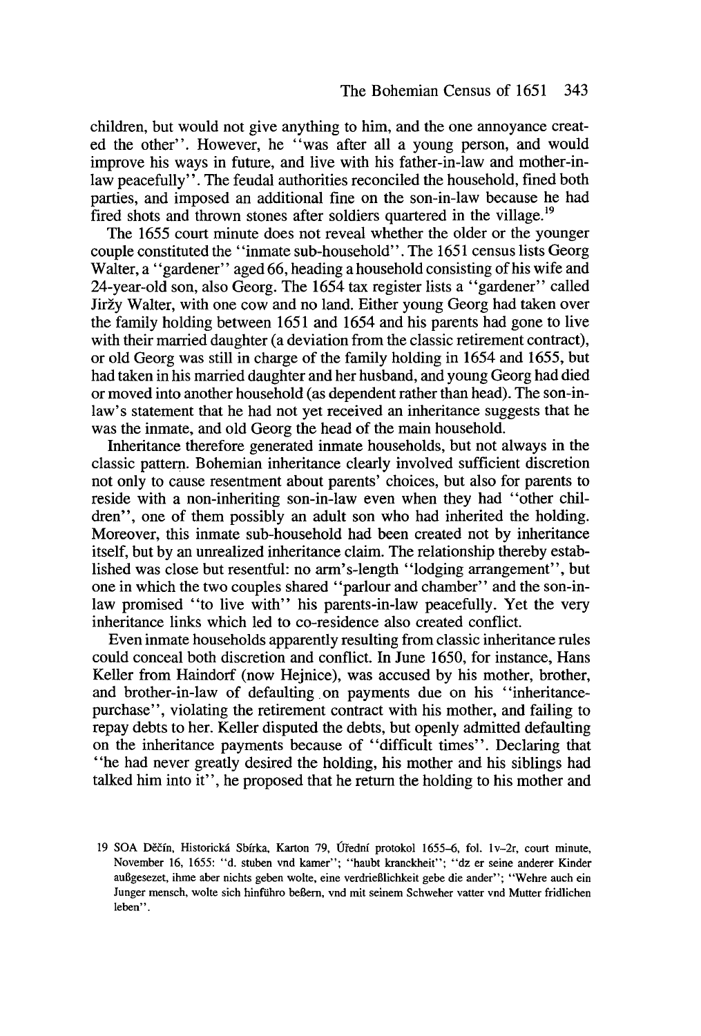children, but would not give anything to him, and the one annoyance created the other''. However, he ''was after all a young person, and would improve his ways in future, and live with his father-in-law and mother-in-law peacefully''. The feudal authorities reconciled the household, fined both parties, and imposed an additional fine on the son-in-law because he had fired shots and thrown stones after soldiers quartered in the village.[19]

The 1655 court minute does not reveal whether the older or the younger couple constituted the ''inmate sub-household''. The 1651 census lists Georg Walter, a ''gardener'' aged 66, heading a household consisting of his wife and 24-year-old son, also Georg. The 1654 tax register lists a ''gardener'' called Jiržy Walter, with one cow and no land. Either young Georg had taken over the family holding between 1651 and 1654 and his parents had gone to live with their married daughter (a deviation from the classic retirement contract), or old Georg was still in charge of the family holding in 1654 and 1655, but had taken in his married daughter and her husband, and young Georg had died or moved into another household (as dependent rather than head). The son-in-law's statement that he had not yet received an inheritance suggests that he was the inmate, and old Georg the head of the main household.

Inheritance therefore generated inmate households, but not always in the classic pattern. Bohemian inheritance clearly involved sufficient discretion not only to cause resentment about parents' choices, but also for parents to reside with a non-inheriting son-in-law even when they had ''other children'', one of them possibly an adult son who had inherited the holding. Moreover, this inmate sub-household had been created not by inheritance itself, but by an unrealized inheritance claim. The relationship thereby established was close but resentful: no arm's-length ''lodging arrangement'', but one in which the two couples shared ''parlour and chamber'' and the son-in-law promised ''to live with'' his parents-in-law peacefully. Yet the very inheritance links which led to co-residence also created conflict.

Even inmate households apparently resulting from classic inheritance rules could conceal both discretion and conflict. In June 1650, for instance, Hans Keller from Haindorf (now Hejnice), was accused by his mother, brother, and brother-in-law of defaulting on payments due on his ''inheritance-purchase'', violating the retirement contract with his mother, and failing to repay debts to her. Keller disputed the debts, but openly admitted defaulting on the inheritance payments because of ''difficult times''. Declaring that ''he had never greatly desired the holding, his mother and his siblings had talked him into it'', he proposed that he return the holding to his mother and

19 SOA Děčín, Historická Sbírka, Karton 79, Úřední protokol 1655–6, fol. 1v–2r, court minute, November 16, 1655: ''d. stuben vnd kamer''; ''haubt kranckheit''; ''dz er seine anderer Kinder außgesezet, ihme aber nichts geben wolte, eine verdrießlichkeit gebe die ander''; ''Wehre auch ein Junger mensch, wolte sich hinführo beßern, vnd mit seinem Schweher vatter vnd Mutter fridlichen leben''.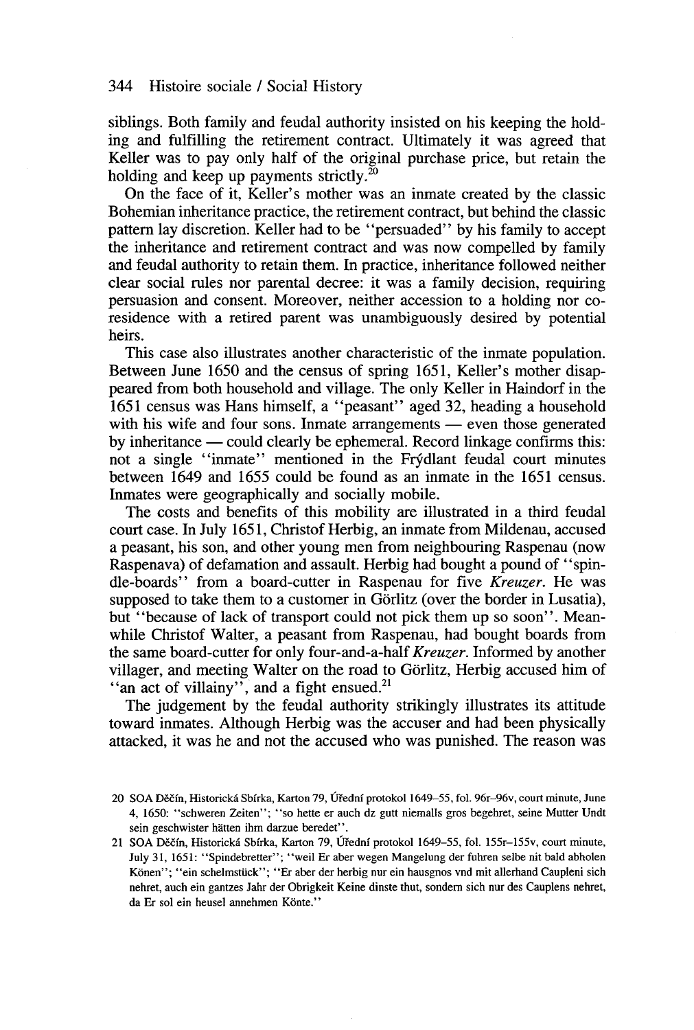siblings. Both family and feudal authority insisted on his keeping the holding and fulfilling the retirement contract. Ultimately it was agreed that Keller was to pay only half of the original purchase price, but retain the holding and keep up payments strictly.[20]

On the face of it, Keller's mother was an inmate created by the classic Bohemian inheritance practice, the retirement contract, but behind the classic pattern lay discretion. Keller had to be "persuaded" by his family to accept the inheritance and retirement contract and was now compelled by family and feudal authority to retain them. In practice, inheritance followed neither clear social rules nor parental decree: it was a family decision, requiring persuasion and consent. Moreover, neither accession to a holding nor co-residence with a retired parent was unambiguously desired by potential heirs.

This case also illustrates another characteristic of the inmate population. Between June 1650 and the census of spring 1651, Keller's mother disappeared from both household and village. The only Keller in Haindorf in the 1651 census was Hans himself, a "peasant" aged 32, heading a household with his wife and four sons. Inmate arrangements — even those generated by inheritance — could clearly be ephemeral. Record linkage confirms this: not a single "inmate" mentioned in the Frýdlant feudal court minutes between 1649 and 1655 could be found as an inmate in the 1651 census. Inmates were geographically and socially mobile.

The costs and benefits of this mobility are illustrated in a third feudal court case. In July 1651, Christof Herbig, an inmate from Mildenau, accused a peasant, his son, and other young men from neighbouring Raspenau (now Raspenava) of defamation and assault. Herbig had bought a pound of "spindle-boards" from a board-cutter in Raspenau for five *Kreuzer*. He was supposed to take them to a customer in Görlitz (over the border in Lusatia), but "because of lack of transport could not pick them up so soon". Meanwhile Christof Walter, a peasant from Raspenau, had bought boards from the same board-cutter for only four-and-a-half *Kreuzer*. Informed by another villager, and meeting Walter on the road to Görlitz, Herbig accused him of "an act of villainy", and a fight ensued.[21]

The judgement by the feudal authority strikingly illustrates its attitude toward inmates. Although Herbig was the accuser and had been physically attacked, it was he and not the accused who was punished. The reason was

20 SOA Děčín, Historická Sbírka, Karton 79, Úřední protokol 1649–55, fol. 96r–96v, court minute, June 4, 1650: "schweren Zeiten"; "so hette er auch dz gutt niemalls gros begehret, seine Mutter Undt sein geschwister hätten ihm darzue beredet".

21 SOA Děčín, Historická Sbírka, Karton 79, Úřední protokol 1649–55, fol. 155r–155v, court minute, July 31, 1651: "Spindebretter"; "weil Er aber wegen Mangelung der fuhren selbe nit bald abholen Könen"; "ein schelmstück"; "Er aber der herbig nur ein hausgnos vnd mit allerhand Caupleni sich nehret, auch ein gantzes Jahr der Obrigkeit Keine dinste thut, sondern sich nur des Cauplens nehret, da Er sol ein heusel annehmen Könte."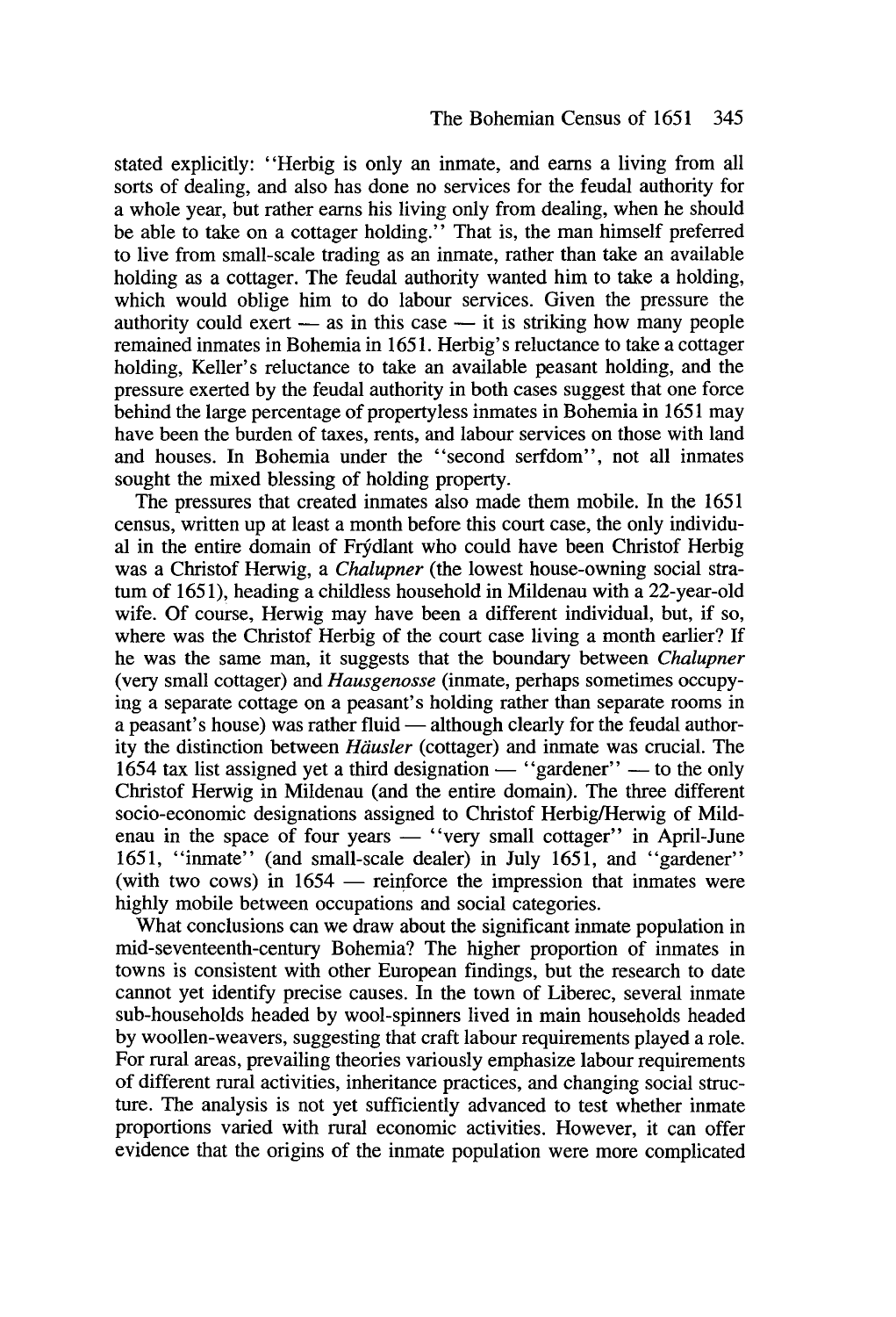stated explicitly: "Herbig is only an inmate, and earns a living from all sorts of dealing, and also has done no services for the feudal authority for a whole year, but rather earns his living only from dealing, when he should be able to take on a cottager holding." That is, the man himself preferred to live from small-scale trading as an inmate, rather than take an available holding as a cottager. The feudal authority wanted him to take a holding, which would oblige him to do labour services. Given the pressure the authority could exert — as in this case — it is striking how many people remained inmates in Bohemia in 1651. Herbig's reluctance to take a cottager holding, Keller's reluctance to take an available peasant holding, and the pressure exerted by the feudal authority in both cases suggest that one force behind the large percentage of propertyless inmates in Bohemia in 1651 may have been the burden of taxes, rents, and labour services on those with land and houses. In Bohemia under the "second serfdom", not all inmates sought the mixed blessing of holding property.

The pressures that created inmates also made them mobile. In the 1651 census, written up at least a month before this court case, the only individual in the entire domain of Frýdlant who could have been Christof Herbig was a Christof Herwig, a *Chalupner* (the lowest house-owning social stratum of 1651), heading a childless household in Mildenau with a 22-year-old wife. Of course, Herwig may have been a different individual, but, if so, where was the Christof Herbig of the court case living a month earlier? If he was the same man, it suggests that the boundary between *Chalupner* (very small cottager) and *Hausgenosse* (inmate, perhaps sometimes occupying a separate cottage on a peasant's holding rather than separate rooms in a peasant's house) was rather fluid — although clearly for the feudal authority the distinction between *Häusler* (cottager) and inmate was crucial. The 1654 tax list assigned yet a third designation — "gardener" — to the only Christof Herwig in Mildenau (and the entire domain). The three different socio-economic designations assigned to Christof Herbig/Herwig of Mildenau in the space of four years — "very small cottager" in April-June 1651, "inmate" (and small-scale dealer) in July 1651, and "gardener" (with two cows) in 1654 — reinforce the impression that inmates were highly mobile between occupations and social categories.

What conclusions can we draw about the significant inmate population in mid-seventeenth-century Bohemia? The higher proportion of inmates in towns is consistent with other European findings, but the research to date cannot yet identify precise causes. In the town of Liberec, several inmate sub-households headed by wool-spinners lived in main households headed by woollen-weavers, suggesting that craft labour requirements played a role. For rural areas, prevailing theories variously emphasize labour requirements of different rural activities, inheritance practices, and changing social structure. The analysis is not yet sufficiently advanced to test whether inmate proportions varied with rural economic activities. However, it can offer evidence that the origins of the inmate population were more complicated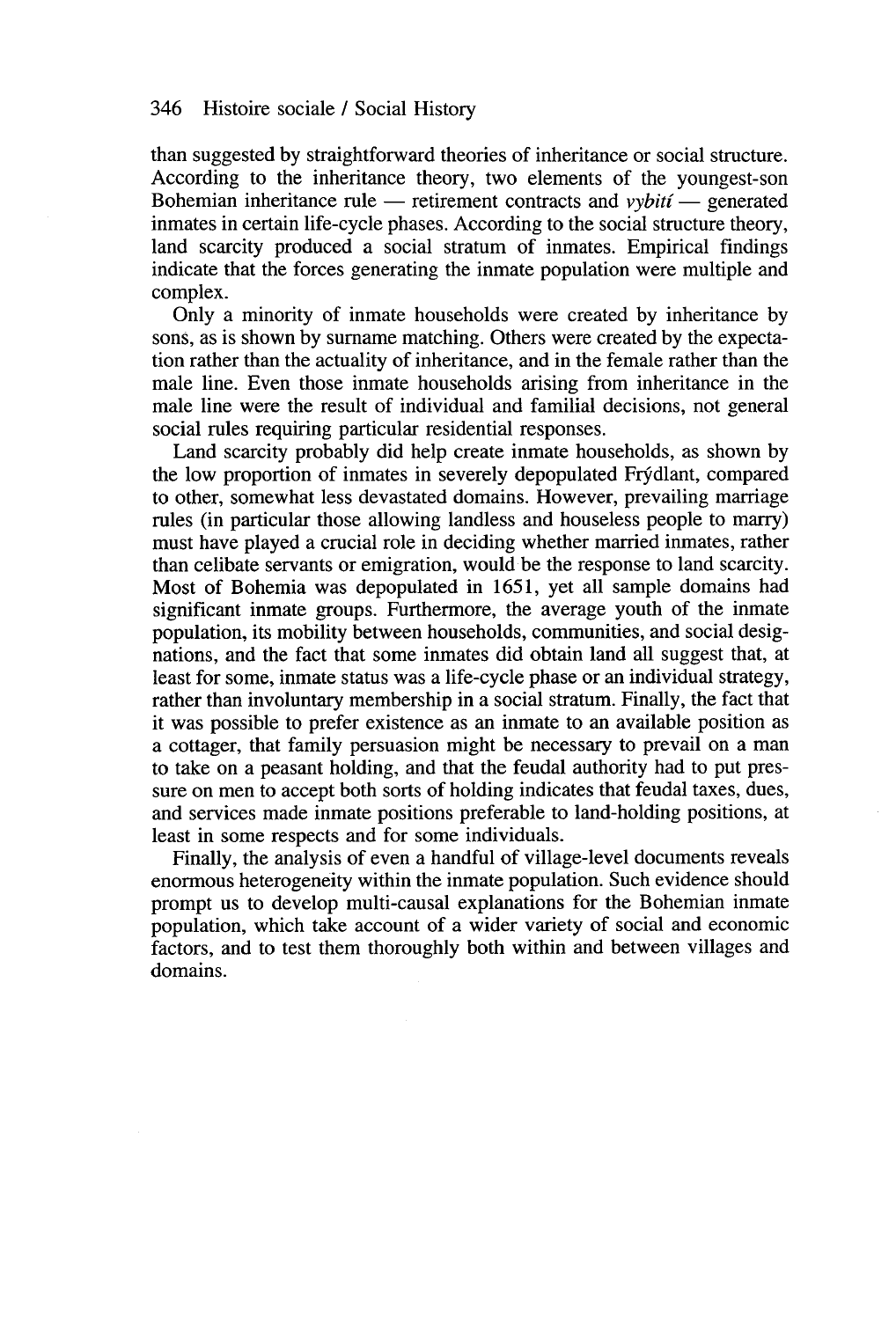than suggested by straightforward theories of inheritance or social structure. According to the inheritance theory, two elements of the youngest-son Bohemian inheritance rule — retirement contracts and *vybití* — generated inmates in certain life-cycle phases. According to the social structure theory, land scarcity produced a social stratum of inmates. Empirical findings indicate that the forces generating the inmate population were multiple and complex.

Only a minority of inmate households were created by inheritance by sons, as is shown by surname matching. Others were created by the expectation rather than the actuality of inheritance, and in the female rather than the male line. Even those inmate households arising from inheritance in the male line were the result of individual and familial decisions, not general social rules requiring particular residential responses.

Land scarcity probably did help create inmate households, as shown by the low proportion of inmates in severely depopulated Frýdlant, compared to other, somewhat less devastated domains. However, prevailing marriage rules (in particular those allowing landless and houseless people to marry) must have played a crucial role in deciding whether married inmates, rather than celibate servants or emigration, would be the response to land scarcity. Most of Bohemia was depopulated in 1651, yet all sample domains had significant inmate groups. Furthermore, the average youth of the inmate population, its mobility between households, communities, and social designations, and the fact that some inmates did obtain land all suggest that, at least for some, inmate status was a life-cycle phase or an individual strategy, rather than involuntary membership in a social stratum. Finally, the fact that it was possible to prefer existence as an inmate to an available position as a cottager, that family persuasion might be necessary to prevail on a man to take on a peasant holding, and that the feudal authority had to put pressure on men to accept both sorts of holding indicates that feudal taxes, dues, and services made inmate positions preferable to land-holding positions, at least in some respects and for some individuals.

Finally, the analysis of even a handful of village-level documents reveals enormous heterogeneity within the inmate population. Such evidence should prompt us to develop multi-causal explanations for the Bohemian inmate population, which take account of a wider variety of social and economic factors, and to test them thoroughly both within and between villages and domains.